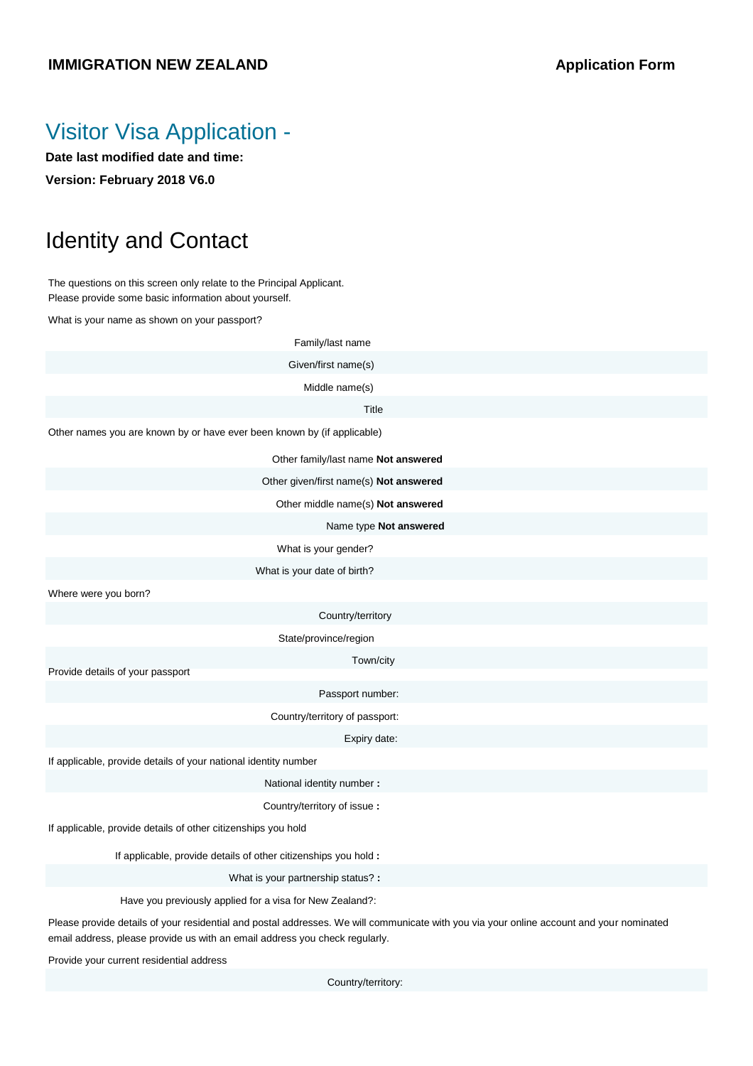**IMMIGRATION NEW ZEALAND** **Application Form**

# Visitor Visa Application -

**Date last modified date and time:**

**Version: February 2018 V6.0**

## Identity and Contact

The questions on this screen only relate to the Principal Applicant.
Please provide some basic information about yourself.

What is your name as shown on your passport?

| | |
|---|---|
| Family/last name | |
| Given/first name(s) | |
| Middle name(s) | |
| Title | |

Other names you are known by or have ever been known by (if applicable)

| | |
|---|---|
| Other family/last name | **Not answered** |
| Other given/first name(s) | **Not answered** |
| Other middle name(s) | **Not answered** |
| Name type | **Not answered** |
| What is your gender? | |
| What is your date of birth? | |

Where were you born?

| | |
|---|---|
| Country/territory | |
| State/province/region | |
| Town/city | |

Provide details of your passport

| | |
|---|---|
| Passport number: | |
| Country/territory of passport: | |
| Expiry date: | |

If applicable, provide details of your national identity number

| | |
|---|---|
| National identity number **:** | |
| Country/territory of issue **:** | |

If applicable, provide details of other citizenships you hold

| | |
|---|---|
| If applicable, provide details of other citizenships you hold **:** | |
| What is your partnership status? **:** | |
| Have you previously applied for a visa for New Zealand?: | |

Please provide details of your residential and postal addresses. We will communicate with you via your online account and your nominated email address, please provide us with an email address you check regularly.

Provide your current residential address

| | |
|---|---|
| Country/territory: | |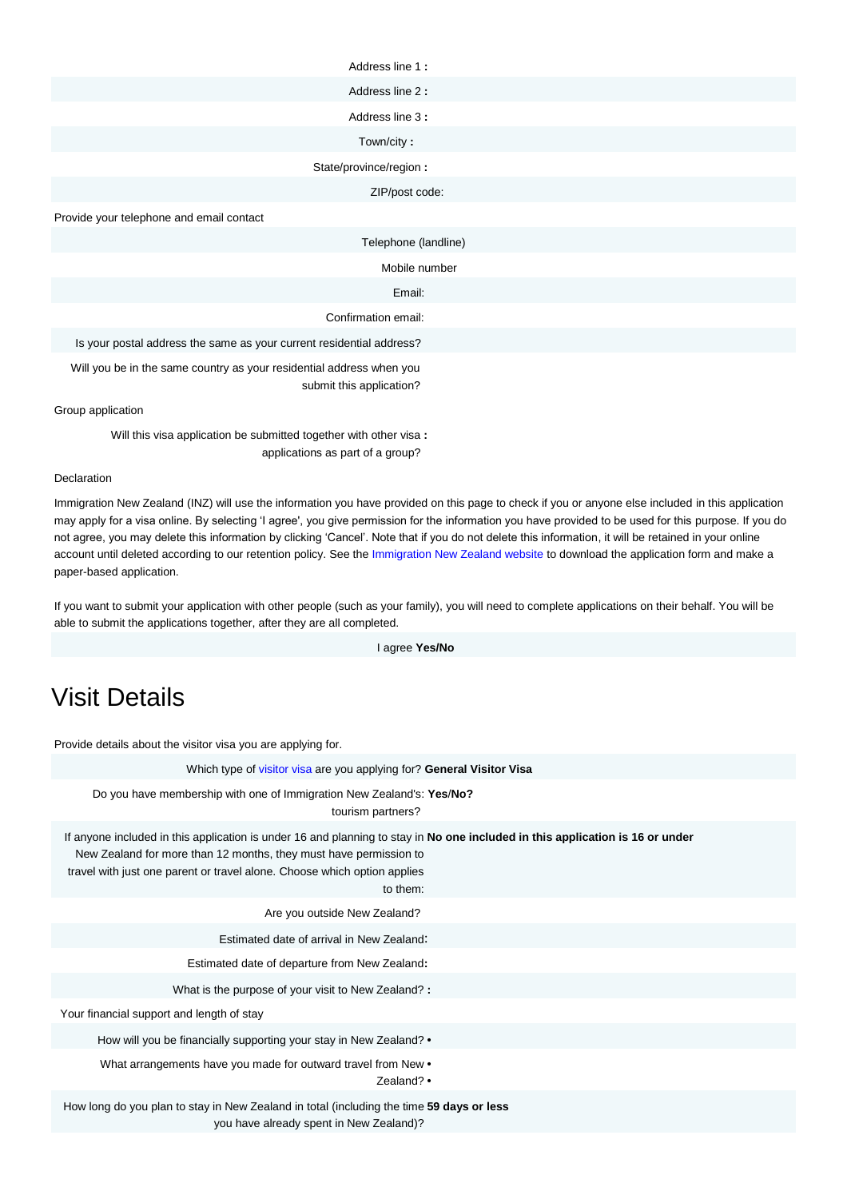| | |
|---|---|
| Address line 1 **:** | |
| Address line 2 **:** | |
| Address line 3 **:** | |
| Town/city **:** | |
| State/province/region **:** | |
| ZIP/post code: | |

Provide your telephone and email contact

| | |
|---|---|
| Telephone (landline) | |
| Mobile number | |
| Email: | |
| Confirmation email: | |
| Is your postal address the same as your current residential address? | |
| Will you be in the same country as your residential address when you submit this application? | |

Group application

| | |
|---|---|
| Will this visa application be submitted together with other visa applications as part of a group? **:** | |

Declaration

Immigration New Zealand (INZ) will use the information you have provided on this page to check if you or anyone else included in this application may apply for a visa online. By selecting 'I agree', you give permission for the information you have provided to be used for this purpose. If you do not agree, you may delete this information by clicking 'Cancel'. Note that if you do not delete this information, it will be retained in your online account until deleted according to our retention policy. See the Immigration New Zealand website to download the application form and make a paper-based application.

If you want to submit your application with other people (such as your family), you will need to complete applications on their behalf. You will be able to submit the applications together, after they are all completed.

| | |
|---|---|
| I agree | **Yes/No** |

# Visit Details

Provide details about the visitor visa you are applying for.

| | |
|---|---|
| Which type of visitor visa are you applying for? | **General Visitor Visa** |
| Do you have membership with one of Immigration New Zealand's: tourism partners? | **Yes**/**No?** |
| If anyone included in this application is under 16 and planning to stay in New Zealand for more than 12 months, they must have permission to travel with just one parent or travel alone. Choose which option applies to them: | **No one included in this application is 16 or under** |
| Are you outside New Zealand? | |
| Estimated date of arrival in New Zealand**:** | |
| Estimated date of departure from New Zealand**:** | |
| What is the purpose of your visit to New Zealand? **:** | |

Your financial support and length of stay

| | |
|---|---|
| How will you be financially supporting your stay in New Zealand? **•** | |
| What arrangements have you made for outward travel from New Zealand? **•** | |
| How long do you plan to stay in New Zealand in total (including the time you have already spent in New Zealand)? | **59 days or less** |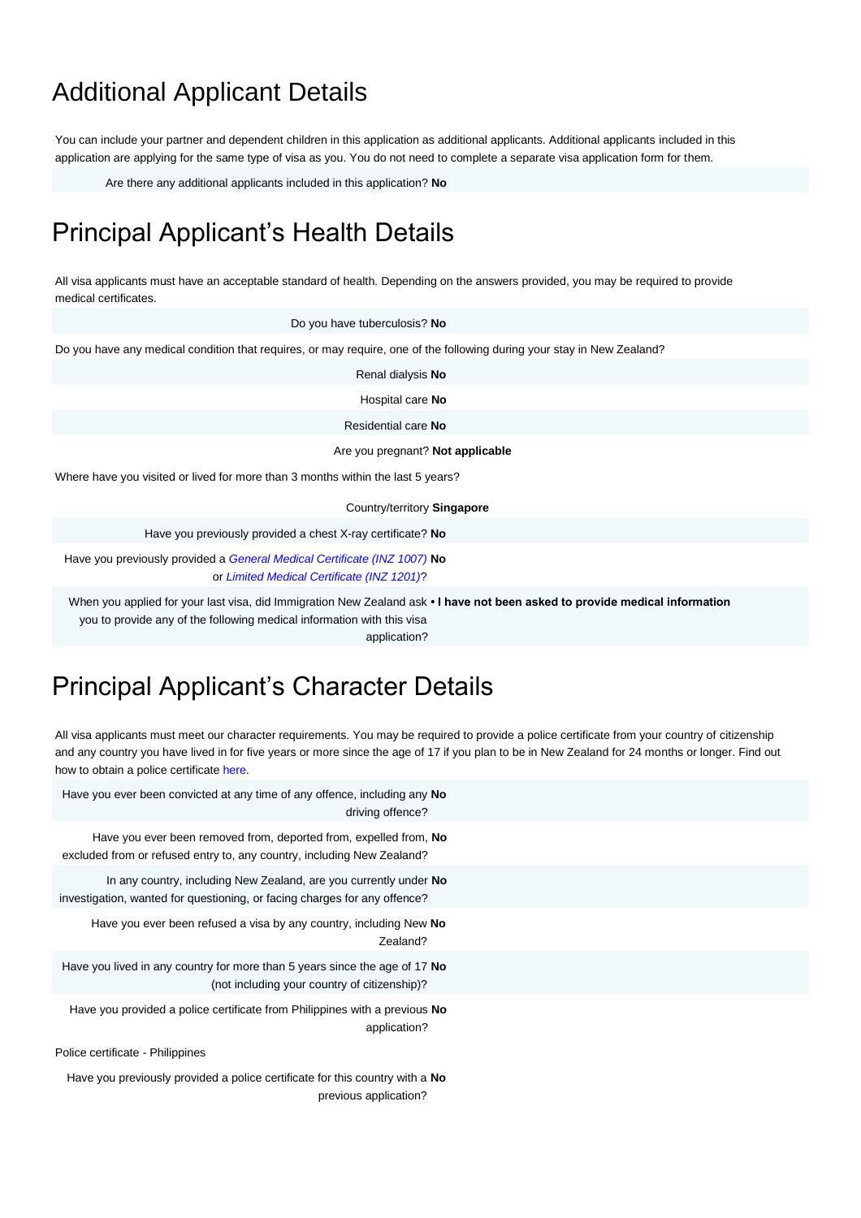# Additional Applicant Details

You can include your partner and dependent children in this application as additional applicants. Additional applicants included in this application are applying for the same type of visa as you. You do not need to complete a separate visa application form for them.

Are there any additional applicants included in this application? **No**

# Principal Applicant's Health Details

All visa applicants must have an acceptable standard of health. Depending on the answers provided, you may be required to provide medical certificates.

Do you have tuberculosis? **No**

Do you have any medical condition that requires, or may require, one of the following during your stay in New Zealand?

Renal dialysis **No**

Hospital care **No**

Residential care **No**

Are you pregnant? **Not applicable**

Where have you visited or lived for more than 3 months within the last 5 years?

Country/territory **Singapore**

Have you previously provided a chest X-ray certificate? **No**

Have you previously provided a *General Medical Certificate (INZ 1007)* or *Limited Medical Certificate (INZ 1201)*? **No**

When you applied for your last visa, did Immigration New Zealand ask you to provide any of the following medical information with this visa application? **• I have not been asked to provide medical information**

# Principal Applicant's Character Details

All visa applicants must meet our character requirements. You may be required to provide a police certificate from your country of citizenship and any country you have lived in for five years or more since the age of 17 if you plan to be in New Zealand for 24 months or longer. Find out how to obtain a police certificate here.

Have you ever been convicted at any time of any offence, including any driving offence? **No**

Have you ever been removed from, deported from, expelled from, excluded from or refused entry to, any country, including New Zealand? **No**

In any country, including New Zealand, are you currently under investigation, wanted for questioning, or facing charges for any offence? **No**

Have you ever been refused a visa by any country, including New Zealand? **No**

Have you lived in any country for more than 5 years since the age of 17 (not including your country of citizenship)? **No**

Have you provided a police certificate from Philippines with a previous application? **No**

Police certificate - Philippines

Have you previously provided a police certificate for this country with a previous application? **No**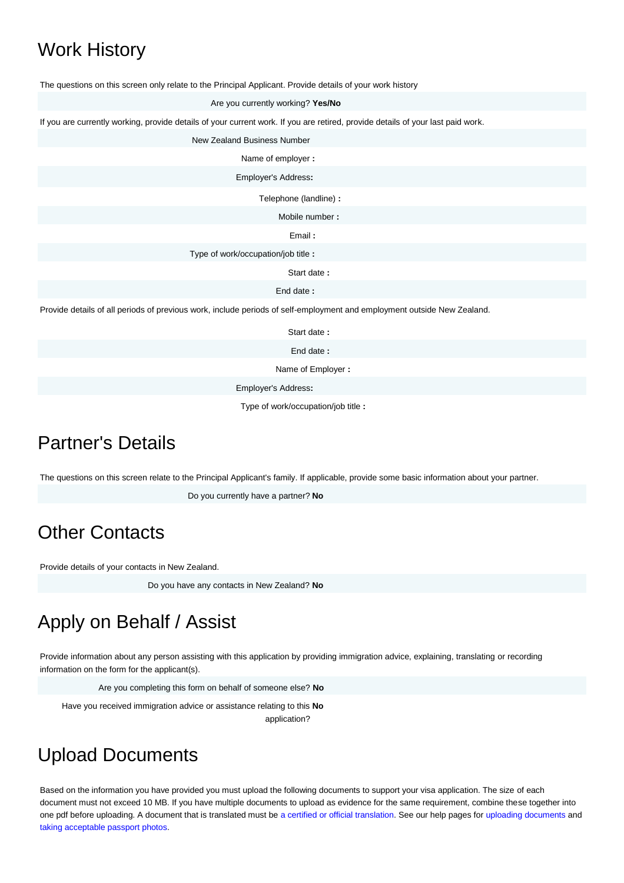# Work History

The questions on this screen only relate to the Principal Applicant. Provide details of your work history

Are you currently working? **Yes/No**

If you are currently working, provide details of your current work. If you are retired, provide details of your last paid work.

New Zealand Business Number

Name of employer **:**

Employer's Address**:**

Telephone (landline) **:**

Mobile number **:**

Email **:**

Type of work/occupation/job title **:**

Start date **:**

End date **:**

Provide details of all periods of previous work, include periods of self-employment and employment outside New Zealand.

Start date **:**

End date **:**

Name of Employer **:**

Employer's Address**:**

Type of work/occupation/job title **:**

# Partner's Details

The questions on this screen relate to the Principal Applicant's family. If applicable, provide some basic information about your partner.

Do you currently have a partner? **No**

# Other Contacts

Provide details of your contacts in New Zealand.

Do you have any contacts in New Zealand? **No**

# Apply on Behalf / Assist

Provide information about any person assisting with this application by providing immigration advice, explaining, translating or recording information on the form for the applicant(s).

Are you completing this form on behalf of someone else? **No**

Have you received immigration advice or assistance relating to this application? **No**

# Upload Documents

Based on the information you have provided you must upload the following documents to support your visa application. The size of each document must not exceed 10 MB. If you have multiple documents to upload as evidence for the same requirement, combine these together into one pdf before uploading. A document that is translated must be a certified or official translation. See our help pages for uploading documents and taking acceptable passport photos.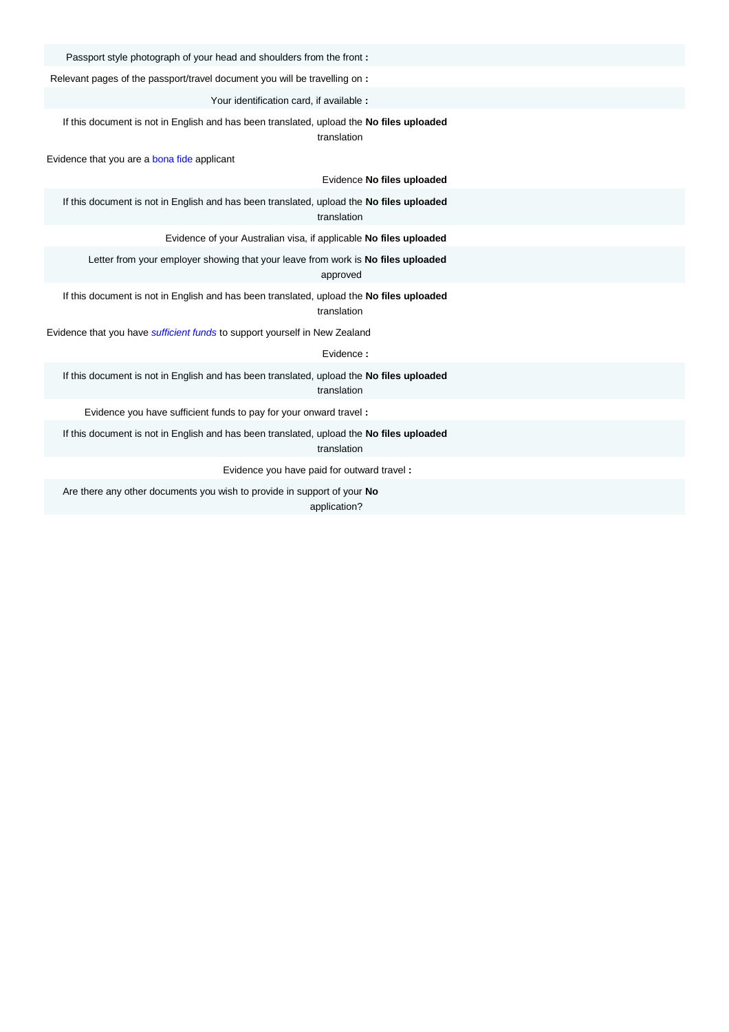Passport style photograph of your head and shoulders from the front **:**

Relevant pages of the passport/travel document you will be travelling on **:**

Your identification card, if available **:**

If this document is not in English and has been translated, upload the translation **No files uploaded**

Evidence that you are a bona fide applicant

Evidence **No files uploaded**

If this document is not in English and has been translated, upload the translation **No files uploaded**

Evidence of your Australian visa, if applicable **No files uploaded**

Letter from your employer showing that your leave from work is approved **No files uploaded**

If this document is not in English and has been translated, upload the translation **No files uploaded**

Evidence that you have *sufficient funds* to support yourself in New Zealand

Evidence **:**

If this document is not in English and has been translated, upload the translation **No files uploaded**

Evidence you have sufficient funds to pay for your onward travel **:**

If this document is not in English and has been translated, upload the translation **No files uploaded**

Evidence you have paid for outward travel **:**

Are there any other documents you wish to provide in support of your application? **No**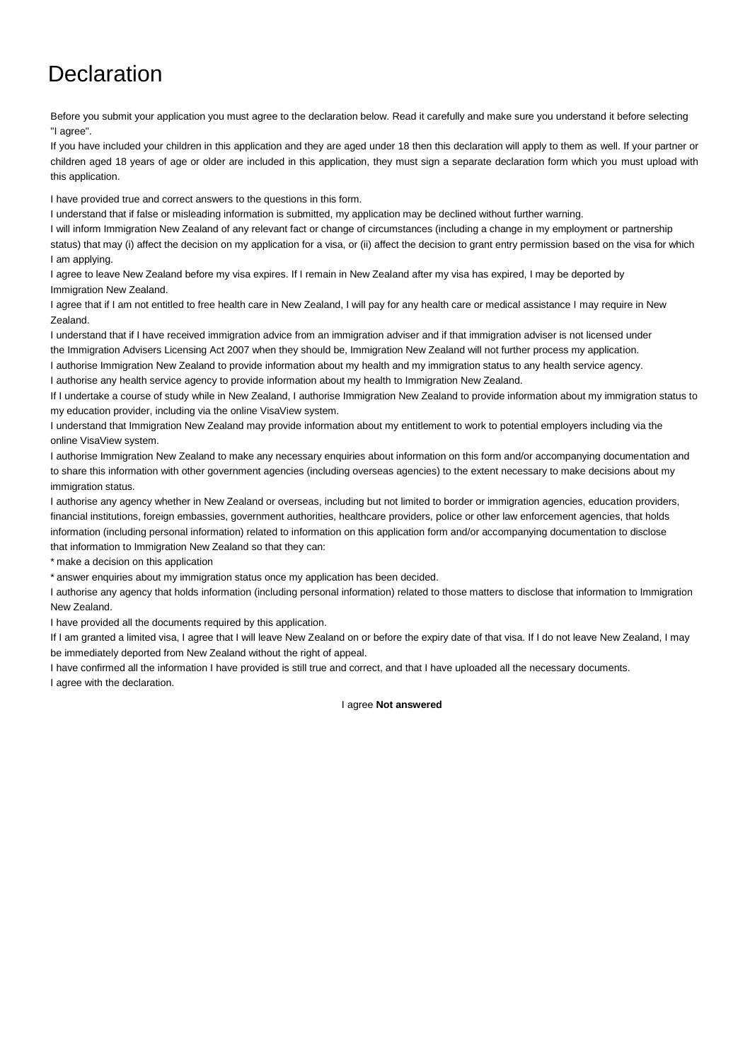# Declaration

Before you submit your application you must agree to the declaration below. Read it carefully and make sure you understand it before selecting "I agree".

If you have included your children in this application and they are aged under 18 then this declaration will apply to them as well. If your partner or children aged 18 years of age or older are included in this application, they must sign a separate declaration form which you must upload with this application.

I have provided true and correct answers to the questions in this form.

I understand that if false or misleading information is submitted, my application may be declined without further warning.

I will inform Immigration New Zealand of any relevant fact or change of circumstances (including a change in my employment or partnership status) that may (i) affect the decision on my application for a visa, or (ii) affect the decision to grant entry permission based on the visa for which I am applying.

I agree to leave New Zealand before my visa expires. If I remain in New Zealand after my visa has expired, I may be deported by Immigration New Zealand.

I agree that if I am not entitled to free health care in New Zealand, I will pay for any health care or medical assistance I may require in New Zealand.

I understand that if I have received immigration advice from an immigration adviser and if that immigration adviser is not licensed under the Immigration Advisers Licensing Act 2007 when they should be, Immigration New Zealand will not further process my application.

I authorise Immigration New Zealand to provide information about my health and my immigration status to any health service agency.

I authorise any health service agency to provide information about my health to Immigration New Zealand.

If I undertake a course of study while in New Zealand, I authorise Immigration New Zealand to provide information about my immigration status to my education provider, including via the online VisaView system.

I understand that Immigration New Zealand may provide information about my entitlement to work to potential employers including via the online VisaView system.

I authorise Immigration New Zealand to make any necessary enquiries about information on this form and/or accompanying documentation and to share this information with other government agencies (including overseas agencies) to the extent necessary to make decisions about my immigration status.

I authorise any agency whether in New Zealand or overseas, including but not limited to border or immigration agencies, education providers, financial institutions, foreign embassies, government authorities, healthcare providers, police or other law enforcement agencies, that holds information (including personal information) related to information on this application form and/or accompanying documentation to disclose that information to Immigration New Zealand so that they can:

* make a decision on this application
* answer enquiries about my immigration status once my application has been decided.

I authorise any agency that holds information (including personal information) related to those matters to disclose that information to Immigration New Zealand.

I have provided all the documents required by this application.

If I am granted a limited visa, I agree that I will leave New Zealand on or before the expiry date of that visa. If I do not leave New Zealand, I may be immediately deported from New Zealand without the right of appeal.

I have confirmed all the information I have provided is still true and correct, and that I have uploaded all the necessary documents.

I agree with the declaration.

I agree **Not answered**